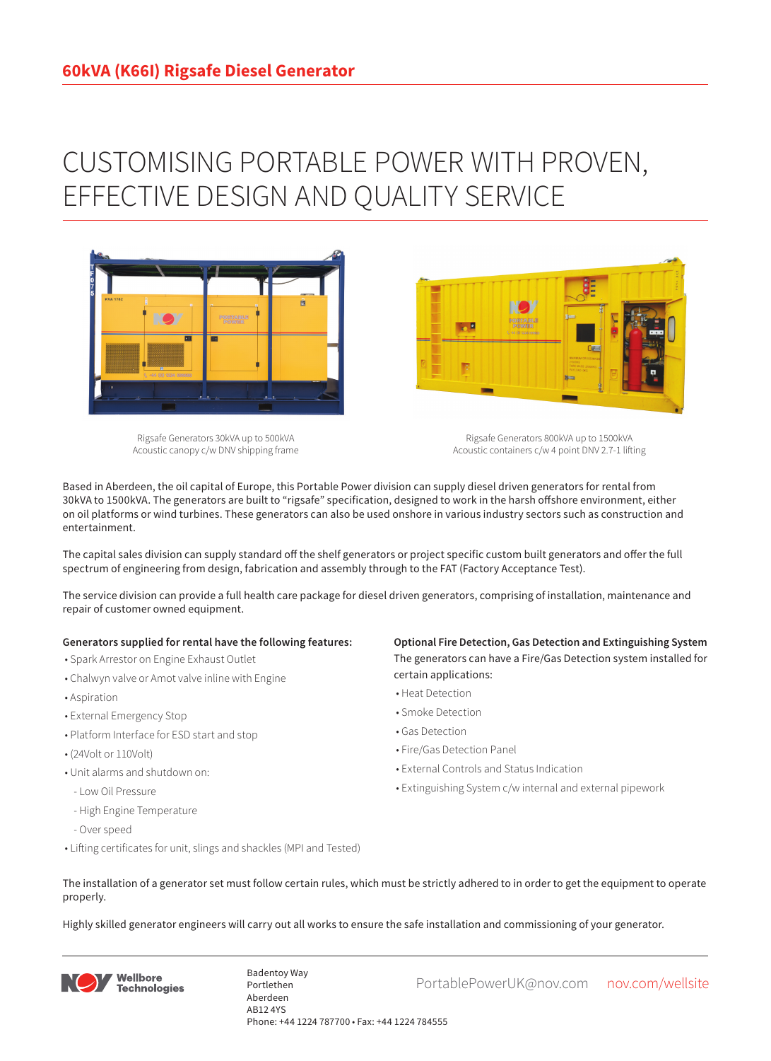# 60kVA (K66I) Rigsafe Diesel Generator

## CUSTOMISING PORTABLE POWER WITH PROVEN, EFFECTIVE DESIGN AND QUALITY SERVICE

Rigsafe Generators 30kVA up to 500kVA
Acoustic canopy c/w DNV shipping frame

Rigsafe Generators 800kVA up to 1500kVA
Acoustic containers c/w 4 point DNV 2.7-1 lifting

Based in Aberdeen, the oil capital of Europe, this Portable Power division can supply diesel driven generators for rental from 30kVA to 1500kVA. The generators are built to "rigsafe" specification, designed to work in the harsh offshore environment, either on oil platforms or wind turbines. These generators can also be used onshore in various industry sectors such as construction and entertainment.

The capital sales division can supply standard off the shelf generators or project specific custom built generators and offer the full spectrum of engineering from design, fabrication and assembly through to the FAT (Factory Acceptance Test).

The service division can provide a full health care package for diesel driven generators, comprising of installation, maintenance and repair of customer owned equipment.

**Generators supplied for rental have the following features:**

- Spark Arrestor on Engine Exhaust Outlet
- Chalwyn valve or Amot valve inline with Engine
- Aspiration
- External Emergency Stop
- Platform Interface for ESD start and stop
- (24Volt or 110Volt)
- Unit alarms and shutdown on:
  - Low Oil Pressure
  - High Engine Temperature
  - Over speed
- Lifting certificates for unit, slings and shackles (MPI and Tested)

**Optional Fire Detection, Gas Detection and Extinguishing System**

The generators can have a Fire/Gas Detection system installed for certain applications:

- Heat Detection
- Smoke Detection
- Gas Detection
- Fire/Gas Detection Panel
- External Controls and Status Indication
- Extinguishing System c/w internal and external pipework

The installation of a generator set must follow certain rules, which must be strictly adhered to in order to get the equipment to operate properly.

Highly skilled generator engineers will carry out all works to ensure the safe installation and commissioning of your generator.

Wellbore Technologies

Badentoy Way
Portlethen
Aberdeen
AB12 4YS
Phone: +44 1224 787700 • Fax: +44 1224 784555

PortablePowerUK@nov.com   nov.com/wellsite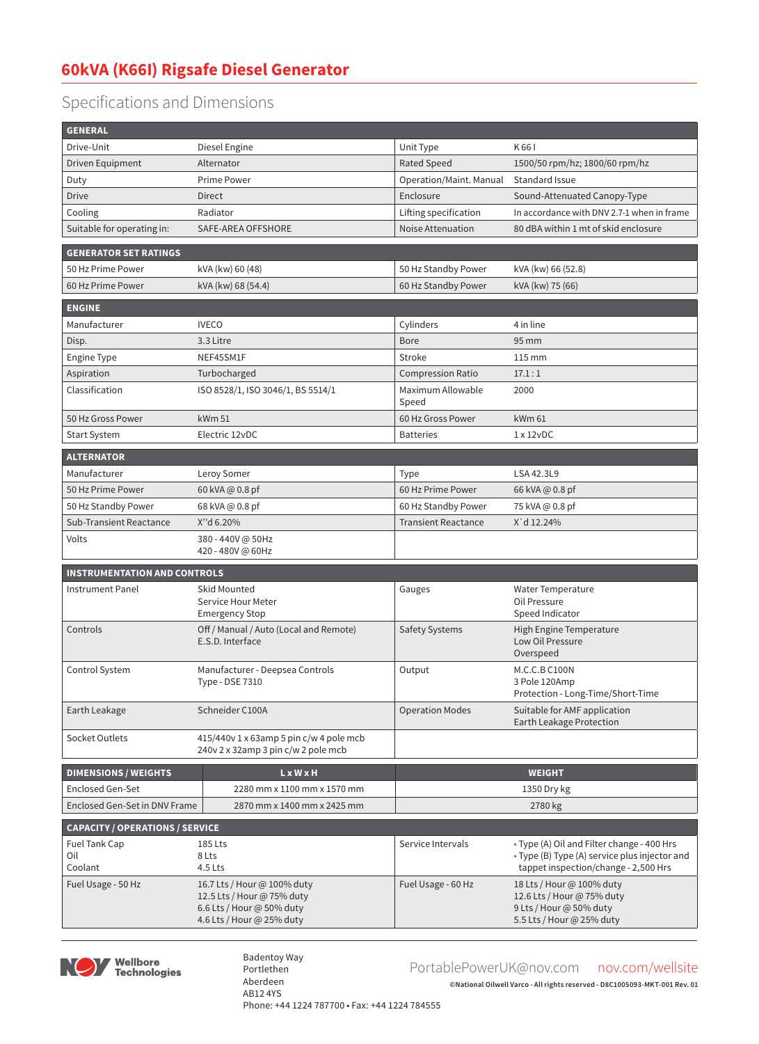# 60kVA (K66I) Rigsafe Diesel Generator

## Specifications and Dimensions

| GENERAL | | | |
|---|---|---|---|
| Drive-Unit | Diesel Engine | Unit Type | K 66 I |
| Driven Equipment | Alternator | Rated Speed | 1500/50 rpm/hz; 1800/60 rpm/hz |
| Duty | Prime Power | Operation/Maint. Manual | Standard Issue |
| Drive | Direct | Enclosure | Sound-Attenuated Canopy-Type |
| Cooling | Radiator | Lifting specification | In accordance with DNV 2.7-1 when in frame |
| Suitable for operating in: | SAFE-AREA OFFSHORE | Noise Attenuation | 80 dBA within 1 mt of skid enclosure |

| GENERATOR SET RATINGS | | | |
|---|---|---|---|
| 50 Hz Prime Power | kVA (kw) 60 (48) | 50 Hz Standby Power | kVA (kw) 66 (52.8) |
| 60 Hz Prime Power | kVA (kw) 68 (54.4) | 60 Hz Standby Power | kVA (kw) 75 (66) |

| ENGINE | | | |
|---|---|---|---|
| Manufacturer | IVECO | Cylinders | 4 in line |
| Disp. | 3.3 Litre | Bore | 95 mm |
| Engine Type | NEF45SM1F | Stroke | 115 mm |
| Aspiration | Turbocharged | Compression Ratio | 17.1 : 1 |
| Classification | ISO 8528/1, ISO 3046/1, BS 5514/1 | Maximum Allowable Speed | 2000 |
| 50 Hz Gross Power | kWm 51 | 60 Hz Gross Power | kWm 61 |
| Start System | Electric 12vDC | Batteries | 1 x 12vDC |

| ALTERNATOR | | | |
|---|---|---|---|
| Manufacturer | Leroy Somer | Type | LSA 42.3L9 |
| 50 Hz Prime Power | 60 kVA @ 0.8 pf | 60 Hz Prime Power | 66 kVA @ 0.8 pf |
| 50 Hz Standby Power | 68 kVA @ 0.8 pf | 60 Hz Standby Power | 75 kVA @ 0.8 pf |
| Sub-Transient Reactance | X''d 6.20% | Transient Reactance | X`d 12.24% |
| Volts | 380 - 440V @ 50Hz<br>420 - 480V @ 60Hz | | |

| INSTRUMENTATION AND CONTROLS | | | |
|---|---|---|---|
| Instrument Panel | Skid Mounted<br>Service Hour Meter<br>Emergency Stop | Gauges | Water Temperature<br>Oil Pressure<br>Speed Indicator |
| Controls | Off / Manual / Auto (Local and Remote)<br>E.S.D. Interface | Safety Systems | High Engine Temperature<br>Low Oil Pressure<br>Overspeed |
| Control System | Manufacturer - Deepsea Controls<br>Type - DSE 7310 | Output | M.C.C.B C100N<br>3 Pole 120Amp<br>Protection - Long-Time/Short-Time |
| Earth Leakage | Schneider C100A | Operation Modes | Suitable for AMF application<br>Earth Leakage Protection |
| Socket Outlets | 415/440v 1 x 63amp 5 pin c/w 4 pole mcb<br>240v 2 x 32amp 3 pin c/w 2 pole mcb | | |

| DIMENSIONS / WEIGHTS | L x W x H | WEIGHT |
|---|---|---|
| Enclosed Gen-Set | 2280 mm x 1100 mm x 1570 mm | 1350 Dry kg |
| Enclosed Gen-Set in DNV Frame | 2870 mm x 1400 mm x 2425 mm | 2780 kg |

| CAPACITY / OPERATIONS / SERVICE | | | |
|---|---|---|---|
| Fuel Tank Cap<br>Oil<br>Coolant | 185 Lts<br>8 Lts<br>4.5 Lts | Service Intervals | • Type (A) Oil and Filter change - 400 Hrs<br>• Type (B) Type (A) service plus injector and tappet inspection/change - 2,500 Hrs |
| Fuel Usage - 50 Hz | 16.7 Lts / Hour @ 100% duty<br>12.5 Lts / Hour @ 75% duty<br>6.6 Lts / Hour @ 50% duty<br>4.6 Lts / Hour @ 25% duty | Fuel Usage - 60 Hz | 18 Lts / Hour @ 100% duty<br>12.6 Lts / Hour @ 75% duty<br>9 Lts / Hour @ 50% duty<br>5.5 Lts / Hour @ 25% duty |

NOV Wellbore Technologies

Badentoy Way
Portlethen
Aberdeen
AB12 4YS
Phone: +44 1224 787700 • Fax: +44 1224 784555

PortablePowerUK@nov.com nov.com/wellsite

©National Oilwell Varco - All rights reserved - D8C1005093-MKT-001 Rev. 01